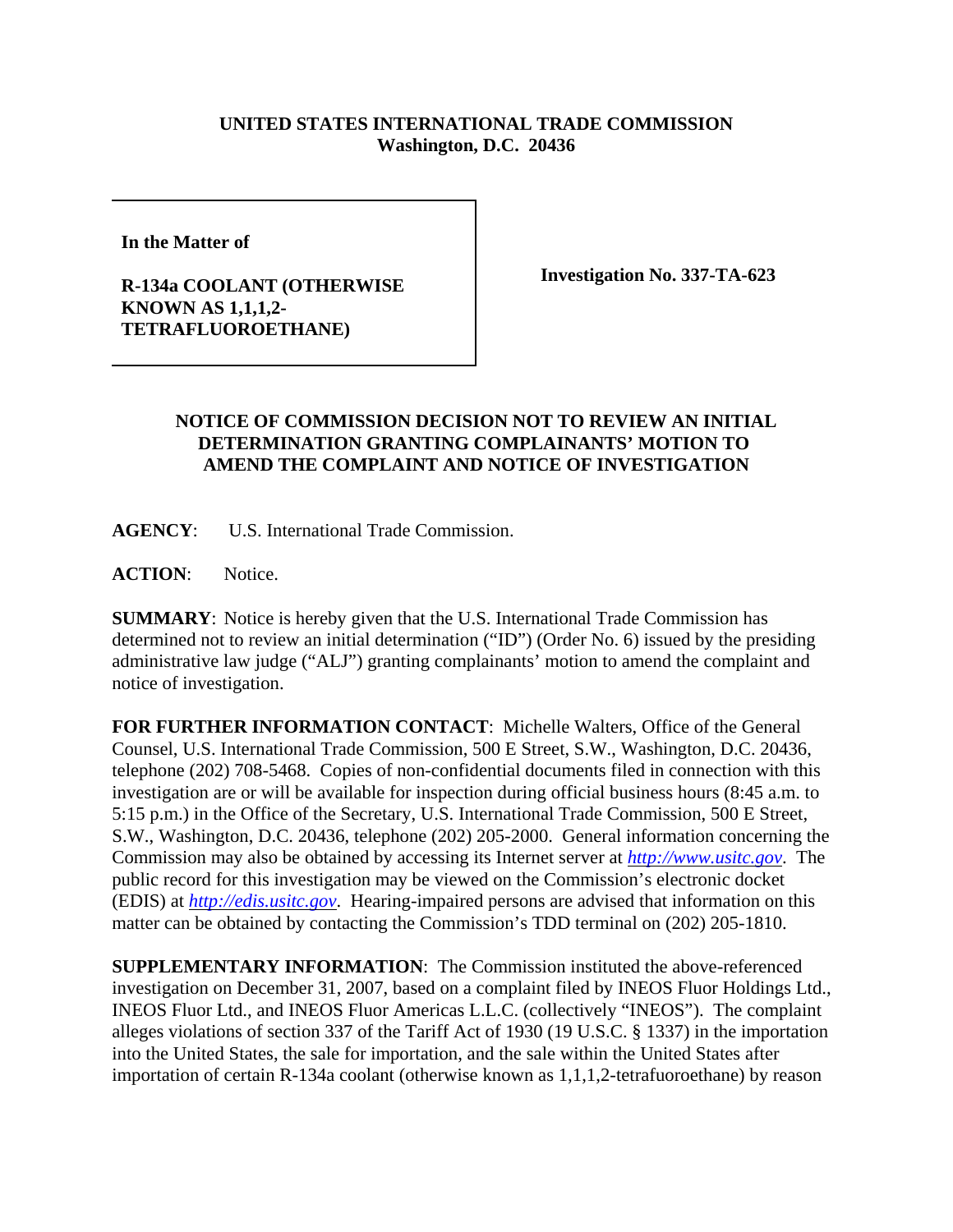**UNITED STATES INTERNATIONAL TRADE COMMISSION**
**Washington, D.C. 20436**

**In the Matter of**

**R-134a COOLANT (OTHERWISE KNOWN AS 1,1,1,2-TETRAFLUOROETHANE)**

**Investigation No. 337-TA-623**

**NOTICE OF COMMISSION DECISION NOT TO REVIEW AN INITIAL DETERMINATION GRANTING COMPLAINANTS' MOTION TO AMEND THE COMPLAINT AND NOTICE OF INVESTIGATION**

**AGENCY**: U.S. International Trade Commission.

**ACTION**: Notice.

**SUMMARY**: Notice is hereby given that the U.S. International Trade Commission has determined not to review an initial determination ("ID") (Order No. 6) issued by the presiding administrative law judge ("ALJ") granting complainants' motion to amend the complaint and notice of investigation.

**FOR FURTHER INFORMATION CONTACT**: Michelle Walters, Office of the General Counsel, U.S. International Trade Commission, 500 E Street, S.W., Washington, D.C. 20436, telephone (202) 708-5468. Copies of non-confidential documents filed in connection with this investigation are or will be available for inspection during official business hours (8:45 a.m. to 5:15 p.m.) in the Office of the Secretary, U.S. International Trade Commission, 500 E Street, S.W., Washington, D.C. 20436, telephone (202) 205-2000. General information concerning the Commission may also be obtained by accessing its Internet server at *http://www.usitc.gov*. The public record for this investigation may be viewed on the Commission's electronic docket (EDIS) at *http://edis.usitc.gov*. Hearing-impaired persons are advised that information on this matter can be obtained by contacting the Commission's TDD terminal on (202) 205-1810.

**SUPPLEMENTARY INFORMATION**: The Commission instituted the above-referenced investigation on December 31, 2007, based on a complaint filed by INEOS Fluor Holdings Ltd., INEOS Fluor Ltd., and INEOS Fluor Americas L.L.C. (collectively "INEOS"). The complaint alleges violations of section 337 of the Tariff Act of 1930 (19 U.S.C. § 1337) in the importation into the United States, the sale for importation, and the sale within the United States after importation of certain R-134a coolant (otherwise known as 1,1,1,2-tetrafuoroethane) by reason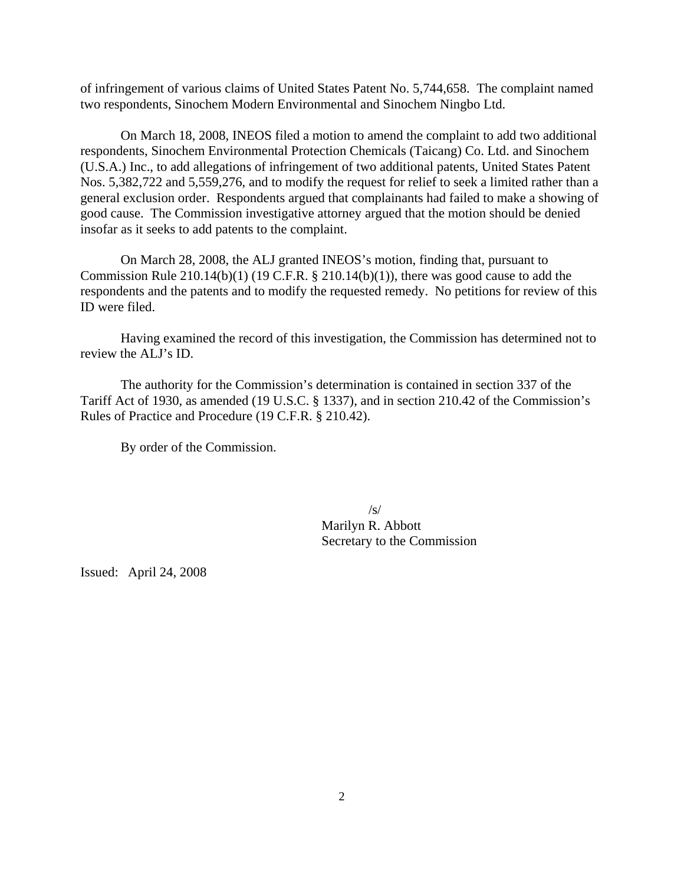of infringement of various claims of United States Patent No. 5,744,658. The complaint named two respondents, Sinochem Modern Environmental and Sinochem Ningbo Ltd.

On March 18, 2008, INEOS filed a motion to amend the complaint to add two additional respondents, Sinochem Environmental Protection Chemicals (Taicang) Co. Ltd. and Sinochem (U.S.A.) Inc., to add allegations of infringement of two additional patents, United States Patent Nos. 5,382,722 and 5,559,276, and to modify the request for relief to seek a limited rather than a general exclusion order. Respondents argued that complainants had failed to make a showing of good cause. The Commission investigative attorney argued that the motion should be denied insofar as it seeks to add patents to the complaint.

On March 28, 2008, the ALJ granted INEOS's motion, finding that, pursuant to Commission Rule 210.14(b)(1) (19 C.F.R. § 210.14(b)(1)), there was good cause to add the respondents and the patents and to modify the requested remedy. No petitions for review of this ID were filed.

Having examined the record of this investigation, the Commission has determined not to review the ALJ's ID.

The authority for the Commission's determination is contained in section 337 of the Tariff Act of 1930, as amended (19 U.S.C. § 1337), and in section 210.42 of the Commission's Rules of Practice and Procedure (19 C.F.R. § 210.42).

By order of the Commission.

/s/
Marilyn R. Abbott
Secretary to the Commission

Issued: April 24, 2008